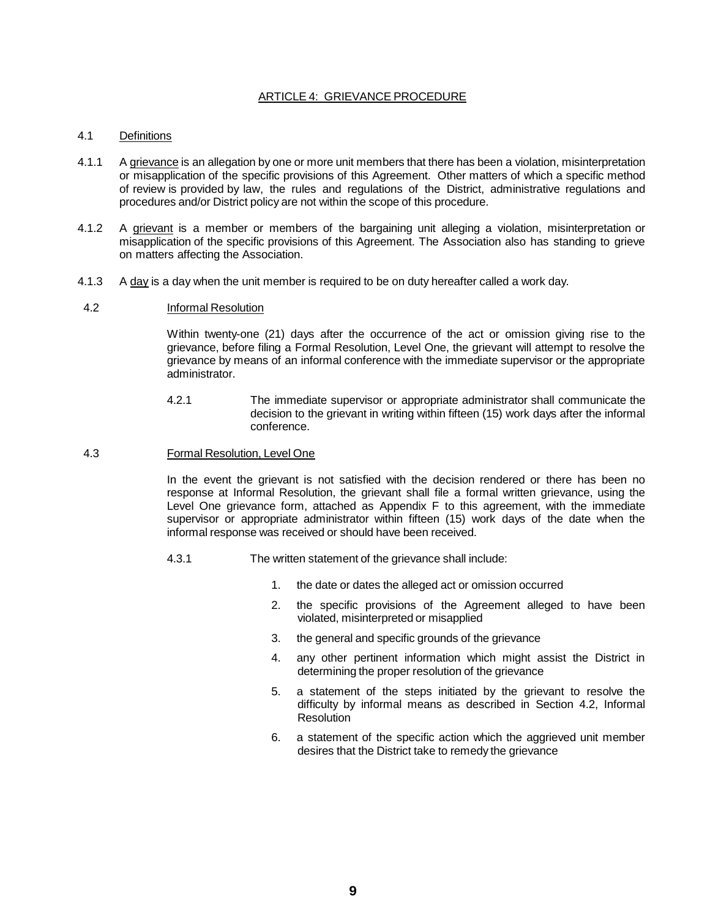# ARTICLE 4: GRIEVANCE PROCEDURE

4.1 Definitions

4.1.1 A grievance is an allegation by one or more unit members that there has been a violation, misinterpretation or misapplication of the specific provisions of this Agreement. Other matters of which a specific method of review is provided by law, the rules and regulations of the District, administrative regulations and procedures and/or District policy are not within the scope of this procedure.

4.1.2 A grievant is a member or members of the bargaining unit alleging a violation, misinterpretation or misapplication of the specific provisions of this Agreement. The Association also has standing to grieve on matters affecting the Association.

4.1.3 A day is a day when the unit member is required to be on duty hereafter called a work day.

4.2 Informal Resolution

Within twenty-one (21) days after the occurrence of the act or omission giving rise to the grievance, before filing a Formal Resolution, Level One, the grievant will attempt to resolve the grievance by means of an informal conference with the immediate supervisor or the appropriate administrator.

4.2.1 The immediate supervisor or appropriate administrator shall communicate the decision to the grievant in writing within fifteen (15) work days after the informal conference.

4.3 Formal Resolution, Level One

In the event the grievant is not satisfied with the decision rendered or there has been no response at Informal Resolution, the grievant shall file a formal written grievance, using the Level One grievance form, attached as Appendix F to this agreement, with the immediate supervisor or appropriate administrator within fifteen (15) work days of the date when the informal response was received or should have been received.

4.3.1 The written statement of the grievance shall include:

1. the date or dates the alleged act or omission occurred
2. the specific provisions of the Agreement alleged to have been violated, misinterpreted or misapplied
3. the general and specific grounds of the grievance
4. any other pertinent information which might assist the District in determining the proper resolution of the grievance
5. a statement of the steps initiated by the grievant to resolve the difficulty by informal means as described in Section 4.2, Informal Resolution
6. a statement of the specific action which the aggrieved unit member desires that the District take to remedy the grievance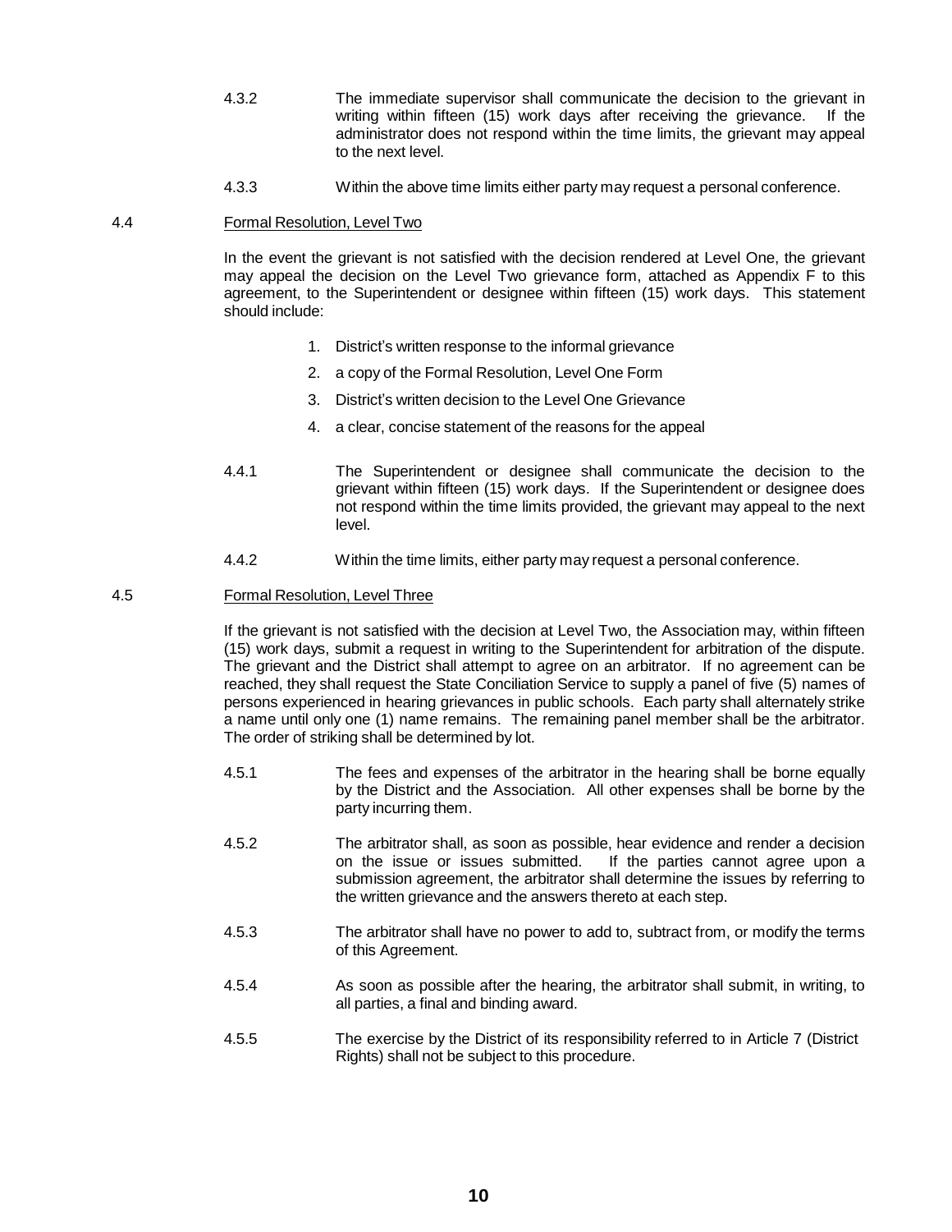4.3.2 The immediate supervisor shall communicate the decision to the grievant in writing within fifteen (15) work days after receiving the grievance. If the administrator does not respond within the time limits, the grievant may appeal to the next level.

4.3.3 Within the above time limits either party may request a personal conference.

4.4 Formal Resolution, Level Two

In the event the grievant is not satisfied with the decision rendered at Level One, the grievant may appeal the decision on the Level Two grievance form, attached as Appendix F to this agreement, to the Superintendent or designee within fifteen (15) work days. This statement should include:

1. District's written response to the informal grievance
2. a copy of the Formal Resolution, Level One Form
3. District's written decision to the Level One Grievance
4. a clear, concise statement of the reasons for the appeal

4.4.1 The Superintendent or designee shall communicate the decision to the grievant within fifteen (15) work days. If the Superintendent or designee does not respond within the time limits provided, the grievant may appeal to the next level.

4.4.2 Within the time limits, either party may request a personal conference.

4.5 Formal Resolution, Level Three

If the grievant is not satisfied with the decision at Level Two, the Association may, within fifteen (15) work days, submit a request in writing to the Superintendent for arbitration of the dispute. The grievant and the District shall attempt to agree on an arbitrator. If no agreement can be reached, they shall request the State Conciliation Service to supply a panel of five (5) names of persons experienced in hearing grievances in public schools. Each party shall alternately strike a name until only one (1) name remains. The remaining panel member shall be the arbitrator. The order of striking shall be determined by lot.

4.5.1 The fees and expenses of the arbitrator in the hearing shall be borne equally by the District and the Association. All other expenses shall be borne by the party incurring them.

4.5.2 The arbitrator shall, as soon as possible, hear evidence and render a decision on the issue or issues submitted. If the parties cannot agree upon a submission agreement, the arbitrator shall determine the issues by referring to the written grievance and the answers thereto at each step.

4.5.3 The arbitrator shall have no power to add to, subtract from, or modify the terms of this Agreement.

4.5.4 As soon as possible after the hearing, the arbitrator shall submit, in writing, to all parties, a final and binding award.

4.5.5 The exercise by the District of its responsibility referred to in Article 7 (District Rights) shall not be subject to this procedure.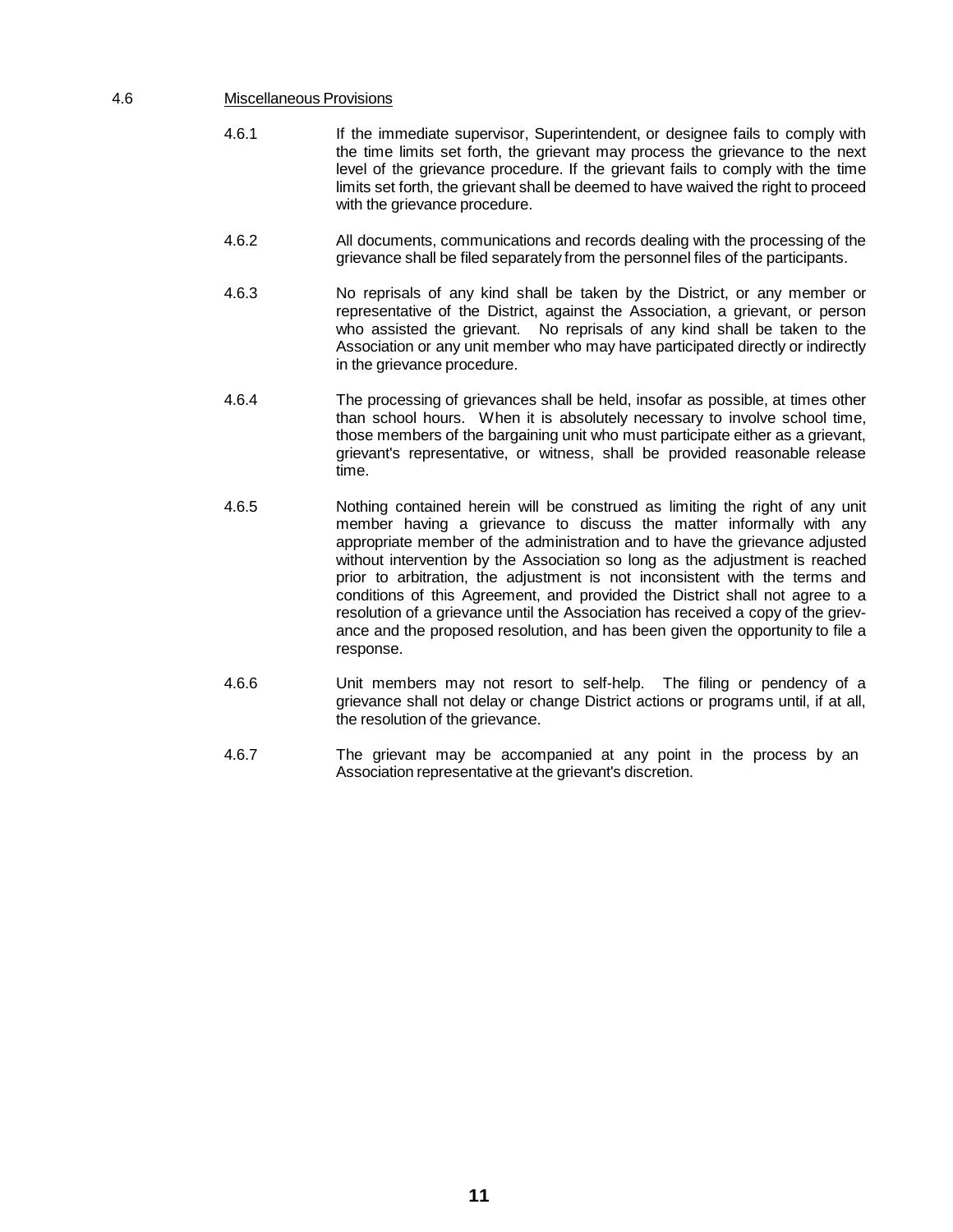## 4.6 Miscellaneous Provisions

4.6.1 If the immediate supervisor, Superintendent, or designee fails to comply with the time limits set forth, the grievant may process the grievance to the next level of the grievance procedure. If the grievant fails to comply with the time limits set forth, the grievant shall be deemed to have waived the right to proceed with the grievance procedure.

4.6.2 All documents, communications and records dealing with the processing of the grievance shall be filed separately from the personnel files of the participants.

4.6.3 No reprisals of any kind shall be taken by the District, or any member or representative of the District, against the Association, a grievant, or person who assisted the grievant. No reprisals of any kind shall be taken to the Association or any unit member who may have participated directly or indirectly in the grievance procedure.

4.6.4 The processing of grievances shall be held, insofar as possible, at times other than school hours. When it is absolutely necessary to involve school time, those members of the bargaining unit who must participate either as a grievant, grievant's representative, or witness, shall be provided reasonable release time.

4.6.5 Nothing contained herein will be construed as limiting the right of any unit member having a grievance to discuss the matter informally with any appropriate member of the administration and to have the grievance adjusted without intervention by the Association so long as the adjustment is reached prior to arbitration, the adjustment is not inconsistent with the terms and conditions of this Agreement, and provided the District shall not agree to a resolution of a grievance until the Association has received a copy of the grievance and the proposed resolution, and has been given the opportunity to file a response.

4.6.6 Unit members may not resort to self-help. The filing or pendency of a grievance shall not delay or change District actions or programs until, if at all, the resolution of the grievance.

4.6.7 The grievant may be accompanied at any point in the process by an Association representative at the grievant's discretion.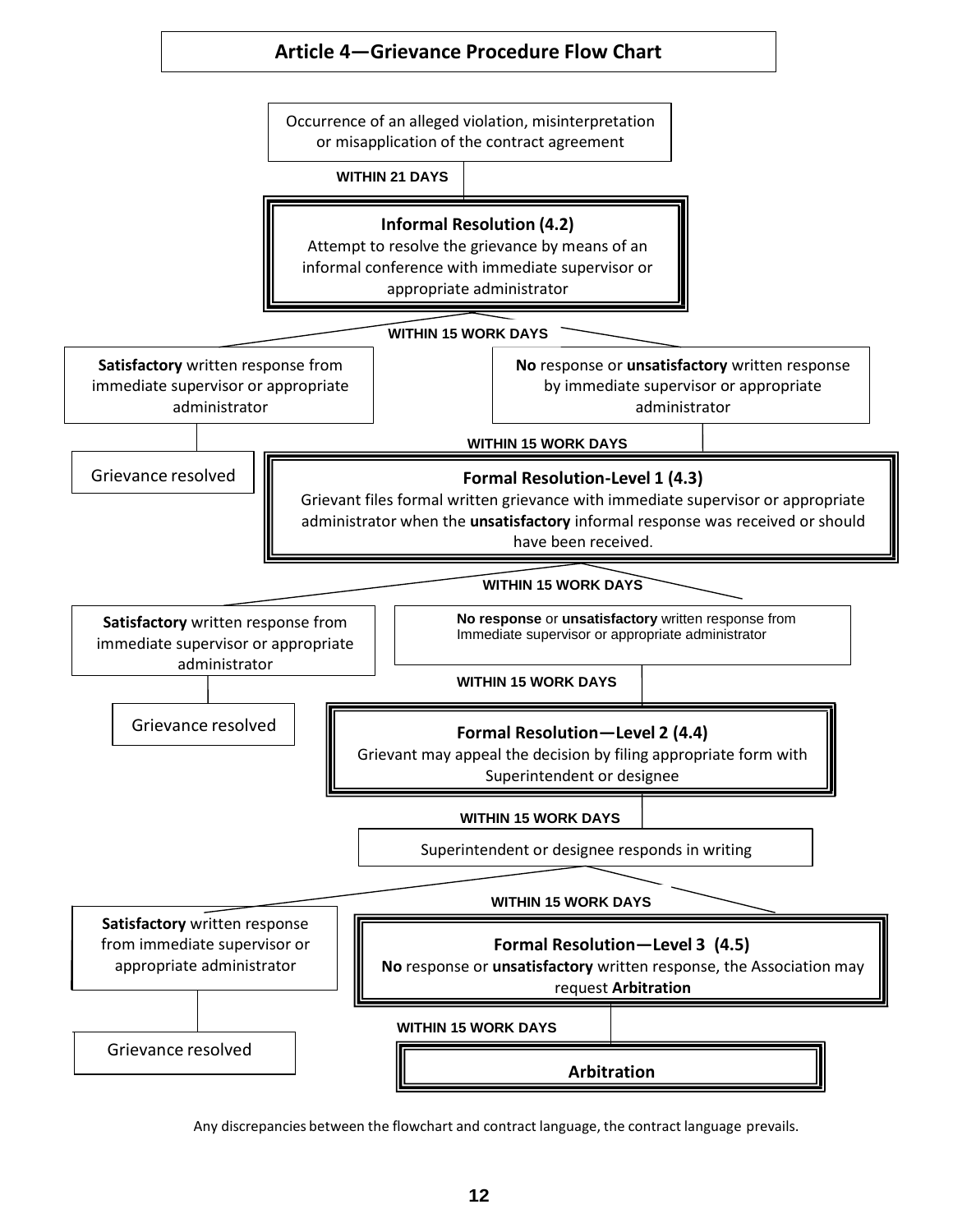## Article 4—Grievance Procedure Flow Chart

Occurrence of an alleged violation, misinterpretation or misapplication of the contract agreement

**WITHIN 21 DAYS**

**Informal Resolution (4.2)**
Attempt to resolve the grievance by means of an informal conference with immediate supervisor or appropriate administrator

**WITHIN 15 WORK DAYS**

**Satisfactory** written response from immediate supervisor or appropriate administrator

Grievance resolved

**No** response or **unsatisfactory** written response by immediate supervisor or appropriate administrator

**WITHIN 15 WORK DAYS**

**Formal Resolution-Level 1 (4.3)**
Grievant files formal written grievance with immediate supervisor or appropriate administrator when the **unsatisfactory** informal response was received or should have been received.

**WITHIN 15 WORK DAYS**

**Satisfactory** written response from immediate supervisor or appropriate administrator

Grievance resolved

**No response** or **unsatisfactory** written response from Immediate supervisor or appropriate administrator

**WITHIN 15 WORK DAYS**

**Formal Resolution—Level 2 (4.4)**
Grievant may appeal the decision by filing appropriate form with Superintendent or designee

**WITHIN 15 WORK DAYS**

Superintendent or designee responds in writing

**WITHIN 15 WORK DAYS**

**Satisfactory** written response from immediate supervisor or appropriate administrator

Grievance resolved

**Formal Resolution—Level 3 (4.5)**
**No** response or **unsatisfactory** written response, the Association may request **Arbitration**

**WITHIN 15 WORK DAYS**

**Arbitration**

Any discrepancies between the flowchart and contract language, the contract language prevails.